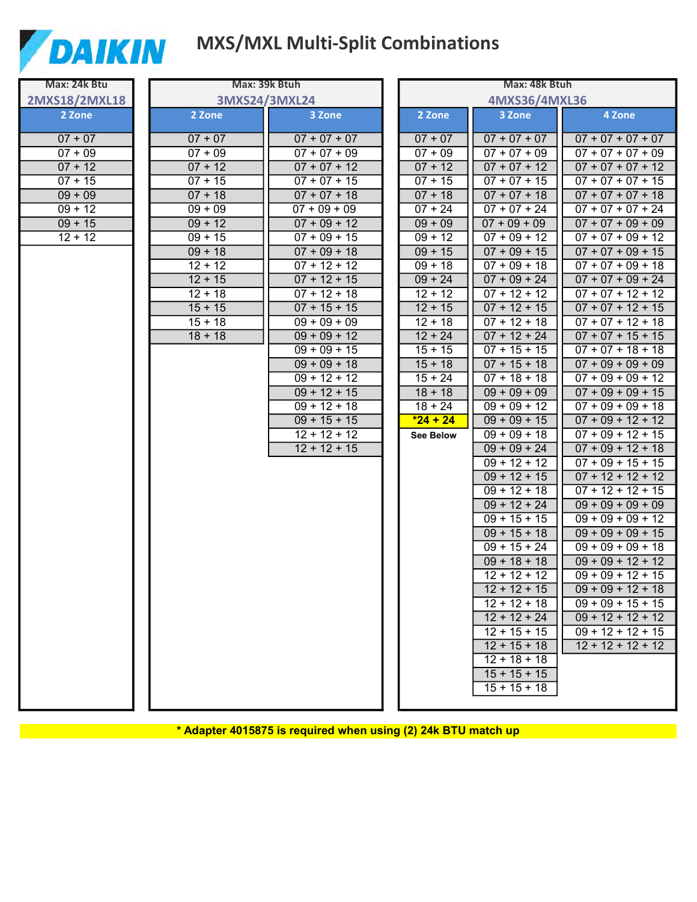# DAIKIN

## MXS/MXL Multi-Split Combinations

| Max: 24k Btu |
|---|
| **2MXS18/2MXL18** |
| **2 Zone** |
| 07 + 07 |
| 07 + 09 |
| 07 + 12 |
| 07 + 15 |
| 09 + 09 |
| 09 + 12 |
| 09 + 15 |
| 12 + 12 |

| Max: 39k Btuh | |
|---|---|
| **3MXS24/3MXL24** | |
| **2 Zone** | **3 Zone** |
| 07 + 07 | 07 + 07 + 07 |
| 07 + 09 | 07 + 07 + 09 |
| 07 + 12 | 07 + 07 + 12 |
| 07 + 15 | 07 + 07 + 15 |
| 07 + 18 | 07 + 07 + 18 |
| 09 + 09 | 07 + 09 + 09 |
| 09 + 12 | 07 + 09 + 12 |
| 09 + 15 | 07 + 09 + 15 |
| 09 + 18 | 07 + 09 + 18 |
| 12 + 12 | 07 + 12 + 12 |
| 12 + 15 | 07 + 12 + 15 |
| 12 + 18 | 07 + 12 + 18 |
| 15 + 15 | 07 + 15 + 15 |
| 15 + 18 | 09 + 09 + 09 |
| 18 + 18 | 09 + 09 + 12 |
| | 09 + 09 + 15 |
| | 09 + 09 + 18 |
| | 09 + 12 + 12 |
| | 09 + 12 + 15 |
| | 09 + 12 + 18 |
| | 09 + 15 + 15 |
| | 12 + 12 + 12 |
| | 12 + 12 + 15 |

| Max: 48k Btuh | | |
|---|---|---|
| **4MXS36/4MXL36** | | |
| **2 Zone** | **3 Zone** | **4 Zone** |
| 07 + 07 | 07 + 07 + 07 | 07 + 07 + 07 + 07 |
| 07 + 09 | 07 + 07 + 09 | 07 + 07 + 07 + 09 |
| 07 + 12 | 07 + 07 + 12 | 07 + 07 + 07 + 12 |
| 07 + 15 | 07 + 07 + 15 | 07 + 07 + 07 + 15 |
| 07 + 18 | 07 + 07 + 18 | 07 + 07 + 07 + 18 |
| 07 + 24 | 07 + 07 + 24 | 07 + 07 + 07 + 24 |
| 09 + 09 | 07 + 09 + 09 | 07 + 07 + 09 + 09 |
| 09 + 12 | 07 + 09 + 12 | 07 + 07 + 09 + 12 |
| 09 + 15 | 07 + 09 + 15 | 07 + 07 + 09 + 15 |
| 09 + 18 | 07 + 09 + 18 | 07 + 07 + 09 + 18 |
| 09 + 24 | 07 + 09 + 24 | 07 + 07 + 09 + 24 |
| 12 + 12 | 07 + 12 + 12 | 07 + 07 + 12 + 12 |
| 12 + 15 | 07 + 12 + 15 | 07 + 07 + 12 + 15 |
| 12 + 18 | 07 + 12 + 18 | 07 + 07 + 12 + 18 |
| 12 + 24 | 07 + 12 + 24 | 07 + 07 + 15 + 15 |
| 15 + 15 | 07 + 15 + 15 | 07 + 07 + 18 + 18 |
| 15 + 18 | 07 + 15 + 18 | 07 + 09 + 09 + 09 |
| 15 + 24 | 07 + 18 + 18 | 07 + 09 + 09 + 12 |
| 18 + 18 | 09 + 09 + 09 | 07 + 09 + 09 + 15 |
| 18 + 24 | 09 + 09 + 12 | 07 + 09 + 09 + 18 |
| ***24 + 24** | 09 + 09 + 15 | 07 + 09 + 12 + 12 |
| **See Below** | 09 + 09 + 18 | 07 + 09 + 12 + 15 |
| | 09 + 09 + 24 | 07 + 09 + 12 + 18 |
| | 09 + 12 + 12 | 07 + 09 + 15 + 15 |
| | 09 + 12 + 15 | 07 + 12 + 12 + 12 |
| | 09 + 12 + 18 | 07 + 12 + 12 + 15 |
| | 09 + 12 + 24 | 09 + 09 + 09 + 09 |
| | 09 + 15 + 15 | 09 + 09 + 09 + 12 |
| | 09 + 15 + 18 | 09 + 09 + 09 + 15 |
| | 09 + 15 + 24 | 09 + 09 + 09 + 18 |
| | 09 + 18 + 18 | 09 + 09 + 12 + 12 |
| | 12 + 12 + 12 | 09 + 09 + 12 + 15 |
| | 12 + 12 + 15 | 09 + 09 + 12 + 18 |
| | 12 + 12 + 18 | 09 + 09 + 15 + 15 |
| | 12 + 12 + 24 | 09 + 12 + 12 + 12 |
| | 12 + 15 + 15 | 09 + 12 + 12 + 15 |
| | 12 + 15 + 18 | 12 + 12 + 12 + 12 |
| | 12 + 18 + 18 | |
| | 15 + 15 + 15 | |
| | 15 + 15 + 18 | |

**\* Adapter 4015875 is required when using (2) 24k BTU match up**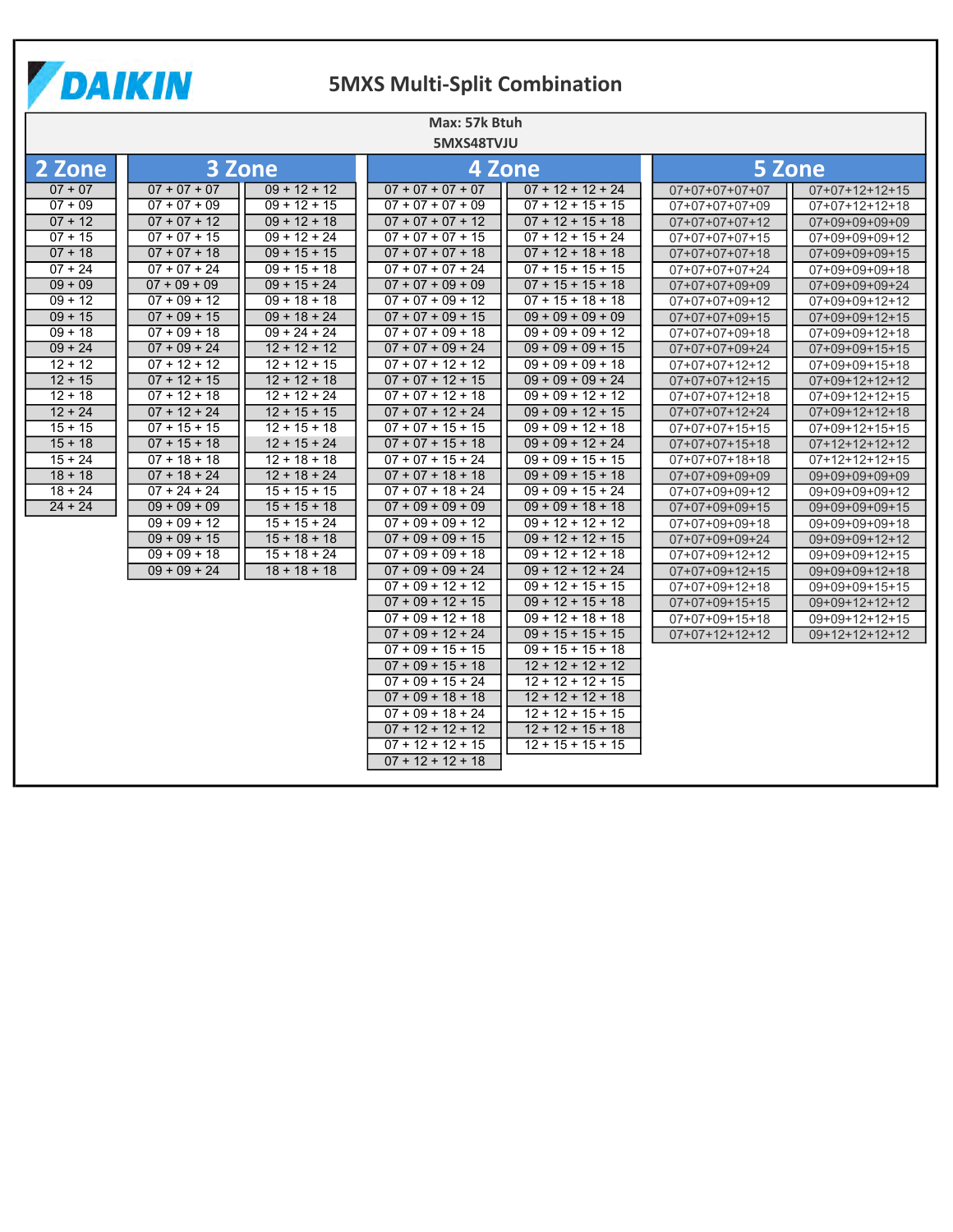# DAIKIN

## 5MXS Multi-Split Combination

Max: 57k Btuh
5MXS48TVJU

| 2 Zone | 3 Zone | 3 Zone | 4 Zone | 4 Zone | 5 Zone | 5 Zone |
|---|---|---|---|---|---|---|
| 07 + 07 | 07 + 07 + 07 | 09 + 12 + 12 | 07 + 07 + 07 + 07 | 07 + 12 + 12 + 24 | 07+07+07+07+07 | 07+07+12+12+15 |
| 07 + 09 | 07 + 07 + 09 | 09 + 12 + 15 | 07 + 07 + 07 + 09 | 07 + 12 + 15 + 15 | 07+07+07+07+09 | 07+07+12+12+18 |
| 07 + 12 | 07 + 07 + 12 | 09 + 12 + 18 | 07 + 07 + 07 + 12 | 07 + 12 + 15 + 18 | 07+07+07+07+12 | 07+09+09+09+09 |
| 07 + 15 | 07 + 07 + 15 | 09 + 12 + 24 | 07 + 07 + 07 + 15 | 07 + 12 + 15 + 24 | 07+07+07+07+15 | 07+09+09+09+12 |
| 07 + 18 | 07 + 07 + 18 | 09 + 15 + 15 | 07 + 07 + 07 + 18 | 07 + 12 + 18 + 18 | 07+07+07+07+18 | 07+09+09+09+15 |
| 07 + 24 | 07 + 07 + 24 | 09 + 15 + 18 | 07 + 07 + 07 + 24 | 07 + 15 + 15 + 15 | 07+07+07+07+24 | 07+09+09+09+18 |
| 09 + 09 | 07 + 09 + 09 | 09 + 15 + 24 | 07 + 07 + 09 + 09 | 07 + 15 + 15 + 18 | 07+07+07+09+09 | 07+09+09+09+24 |
| 09 + 12 | 07 + 09 + 12 | 09 + 18 + 18 | 07 + 07 + 09 + 12 | 07 + 15 + 18 + 18 | 07+07+07+09+12 | 07+09+09+12+12 |
| 09 + 15 | 07 + 09 + 15 | 09 + 18 + 24 | 07 + 07 + 09 + 15 | 09 + 09 + 09 + 09 | 07+07+07+09+15 | 07+09+09+12+15 |
| 09 + 18 | 07 + 09 + 18 | 09 + 24 + 24 | 07 + 07 + 09 + 18 | 09 + 09 + 09 + 12 | 07+07+07+09+18 | 07+09+09+12+18 |
| 09 + 24 | 07 + 09 + 24 | 12 + 12 + 12 | 07 + 07 + 09 + 24 | 09 + 09 + 09 + 15 | 07+07+07+09+24 | 07+09+09+15+15 |
| 12 + 12 | 07 + 12 + 12 | 12 + 12 + 15 | 07 + 07 + 12 + 12 | 09 + 09 + 09 + 18 | 07+07+07+12+12 | 07+09+09+15+18 |
| 12 + 15 | 07 + 12 + 15 | 12 + 12 + 18 | 07 + 07 + 12 + 15 | 09 + 09 + 09 + 24 | 07+07+07+12+15 | 07+09+12+12+12 |
| 12 + 18 | 07 + 12 + 18 | 12 + 12 + 24 | 07 + 07 + 12 + 18 | 09 + 09 + 12 + 12 | 07+07+07+12+18 | 07+09+12+12+15 |
| 12 + 24 | 07 + 12 + 24 | 12 + 15 + 15 | 07 + 07 + 12 + 24 | 09 + 09 + 12 + 15 | 07+07+07+12+24 | 07+09+12+12+18 |
| 15 + 15 | 07 + 15 + 15 | 12 + 15 + 18 | 07 + 07 + 15 + 15 | 09 + 09 + 12 + 18 | 07+07+07+15+15 | 07+09+12+15+15 |
| 15 + 18 | 07 + 15 + 18 | 12 + 15 + 24 | 07 + 07 + 15 + 18 | 09 + 09 + 12 + 24 | 07+07+07+15+18 | 07+12+12+12+12 |
| 15 + 24 | 07 + 18 + 18 | 12 + 18 + 18 | 07 + 07 + 15 + 24 | 09 + 09 + 15 + 15 | 07+07+07+18+18 | 07+12+12+12+15 |
| 18 + 18 | 07 + 18 + 24 | 12 + 18 + 24 | 07 + 07 + 18 + 18 | 09 + 09 + 15 + 18 | 07+07+09+09+09 | 09+09+09+09+09 |
| 18 + 24 | 07 + 24 + 24 | 15 + 15 + 15 | 07 + 07 + 18 + 24 | 09 + 09 + 15 + 24 | 07+07+09+09+12 | 09+09+09+09+12 |
| 24 + 24 | 09 + 09 + 09 | 15 + 15 + 18 | 07 + 09 + 09 + 09 | 09 + 09 + 18 + 18 | 07+07+09+09+15 | 09+09+09+09+15 |
| | 09 + 09 + 12 | 15 + 15 + 24 | 07 + 09 + 09 + 12 | 09 + 12 + 12 + 12 | 07+07+09+09+18 | 09+09+09+09+18 |
| | 09 + 09 + 15 | 15 + 18 + 18 | 07 + 09 + 09 + 15 | 09 + 12 + 12 + 15 | 07+07+09+09+24 | 09+09+09+12+12 |
| | 09 + 09 + 18 | 15 + 18 + 24 | 07 + 09 + 09 + 18 | 09 + 12 + 12 + 18 | 07+07+09+12+12 | 09+09+09+12+15 |
| | 09 + 09 + 24 | 18 + 18 + 18 | 07 + 09 + 09 + 24 | 09 + 12 + 12 + 24 | 07+07+09+12+15 | 09+09+09+12+18 |
| | | | 07 + 09 + 12 + 12 | 09 + 12 + 15 + 15 | 07+07+09+12+18 | 09+09+09+15+15 |
| | | | 07 + 09 + 12 + 15 | 09 + 12 + 15 + 18 | 07+07+09+15+15 | 09+09+12+12+12 |
| | | | 07 + 09 + 12 + 18 | 09 + 12 + 18 + 18 | 07+07+09+15+18 | 09+09+12+12+15 |
| | | | 07 + 09 + 12 + 24 | 09 + 15 + 15 + 15 | 07+07+12+12+12 | 09+12+12+12+12 |
| | | | 07 + 09 + 15 + 15 | 09 + 15 + 15 + 18 | | |
| | | | 07 + 09 + 15 + 18 | 12 + 12 + 12 + 12 | | |
| | | | 07 + 09 + 15 + 24 | 12 + 12 + 12 + 15 | | |
| | | | 07 + 09 + 18 + 18 | 12 + 12 + 12 + 18 | | |
| | | | 07 + 09 + 18 + 24 | 12 + 12 + 15 + 15 | | |
| | | | 07 + 12 + 12 + 12 | 12 + 12 + 15 + 18 | | |
| | | | 07 + 12 + 12 + 15 | 12 + 15 + 15 + 15 | | |
| | | | 07 + 12 + 12 + 18 | | | |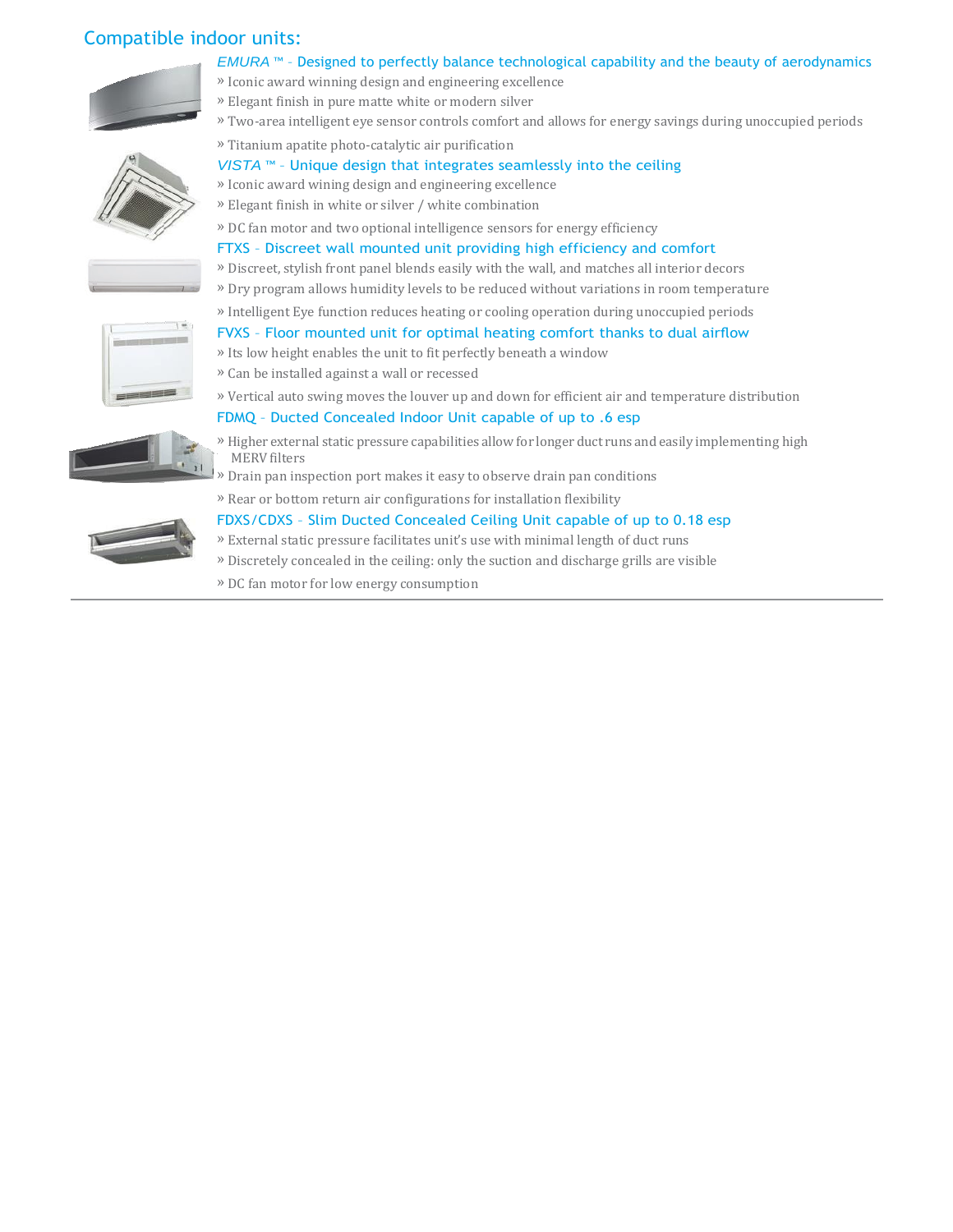## Compatible indoor units:

### *EMURA* ™ - Designed to perfectly balance technological capability and the beauty of aerodynamics

» Iconic award winning design and engineering excellence
» Elegant finish in pure matte white or modern silver
» Two-area intelligent eye sensor controls comfort and allows for energy savings during unoccupied periods
» Titanium apatite photo-catalytic air purification

### *VISTA* ™ - Unique design that integrates seamlessly into the ceiling

» Iconic award wining design and engineering excellence
» Elegant finish in white or silver / white combination
» DC fan motor and two optional intelligence sensors for energy efficiency

### FTXS - Discreet wall mounted unit providing high efficiency and comfort

» Discreet, stylish front panel blends easily with the wall, and matches all interior decors
» Dry program allows humidity levels to be reduced without variations in room temperature
» Intelligent Eye function reduces heating or cooling operation during unoccupied periods

### FVXS - Floor mounted unit for optimal heating comfort thanks to dual airflow

» Its low height enables the unit to fit perfectly beneath a window
» Can be installed against a wall or recessed
» Vertical auto swing moves the louver up and down for efficient air and temperature distribution

### FDMQ - Ducted Concealed Indoor Unit capable of up to .6 esp

» Higher external static pressure capabilities allow for longer duct runs and easily implementing high MERV filters
» Drain pan inspection port makes it easy to observe drain pan conditions
» Rear or bottom return air configurations for installation flexibility

### FDXS/CDXS - Slim Ducted Concealed Ceiling Unit capable of up to 0.18 esp

» External static pressure facilitates unit's use with minimal length of duct runs
» Discretely concealed in the ceiling: only the suction and discharge grills are visible
» DC fan motor for low energy consumption